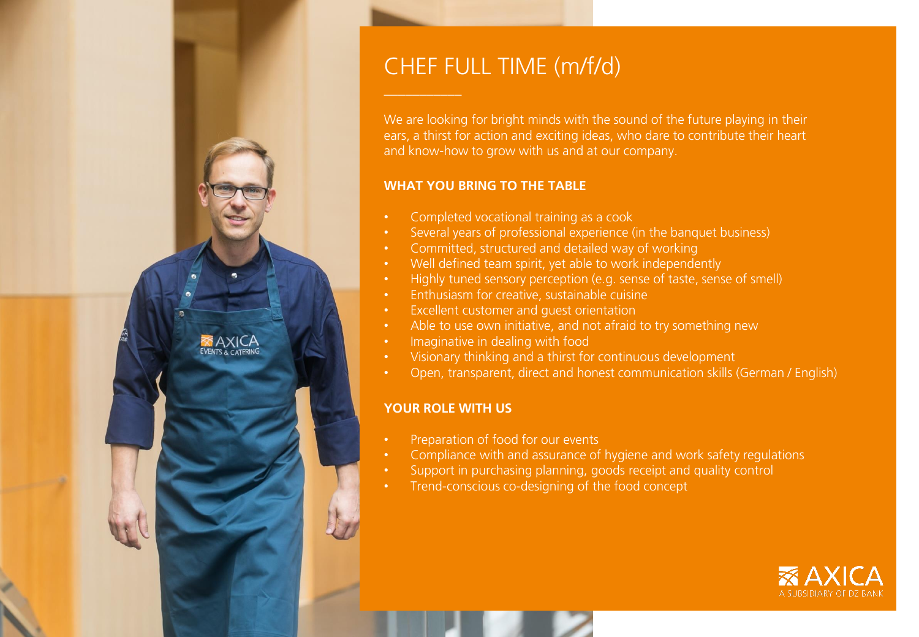# CHEF FULL TIME (m/f/d)

We are looking for bright minds with the sound of the future playing in their ears, a thirst for action and exciting ideas, who dare to contribute their heart and know-how to grow with us and at our company.

## WHAT YOU BRING TO THE TABLE

- Completed vocational training as a cook
- Several years of professional experience (in the banquet business)
- Committed, structured and detailed way of working
- Well defined team spirit, yet able to work independently
- Highly tuned sensory perception (e.g. sense of taste, sense of smell)
- Enthusiasm for creative, sustainable cuisine
- Excellent customer and guest orientation
- Able to use own initiative, and not afraid to try something new
- Imaginative in dealing with food
- Visionary thinking and a thirst for continuous development
- Open, transparent, direct and honest communication skills (German / English)

## YOUR ROLE WITH US

- Preparation of food for our events
- Compliance with and assurance of hygiene and work safety regulations
- Support in purchasing planning, goods receipt and quality control
- Trend-conscious co-designing of the food concept

AXICA
A SUBSIDIARY OF DZ BANK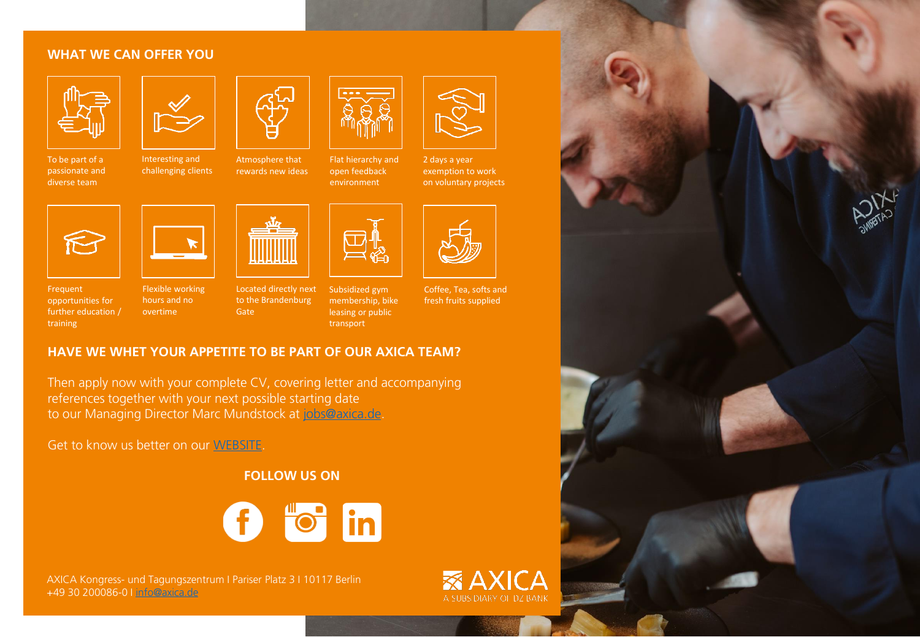## WHAT WE CAN OFFER YOU

- To be part of a passionate and diverse team
- Interesting and challenging clients
- Atmosphere that rewards new ideas
- Flat hierarchy and open feedback environment
- 2 days a year exemption to work on voluntary projects
- Frequent opportunities for further education / training
- Flexible working hours and no overtime
- Located directly next to the Brandenburg Gate
- Subsidized gym membership, bike leasing or public transport
- Coffee, Tea, softs and fresh fruits supplied

## HAVE WE WHET YOUR APPETITE TO BE PART OF OUR AXICA TEAM?

Then apply now with your complete CV, covering letter and accompanying references together with your next possible starting date to our Managing Director Marc Mundstock at jobs@axica.de.

Get to know us better on our WEBSITE.

**FOLLOW US ON**

AXICA Kongress- und Tagungszentrum I Pariser Platz 3 I 10117 Berlin
+49 30 200086-0 I info@axica.de

AXICA
A SUBSIDIARY OF DZ BANK